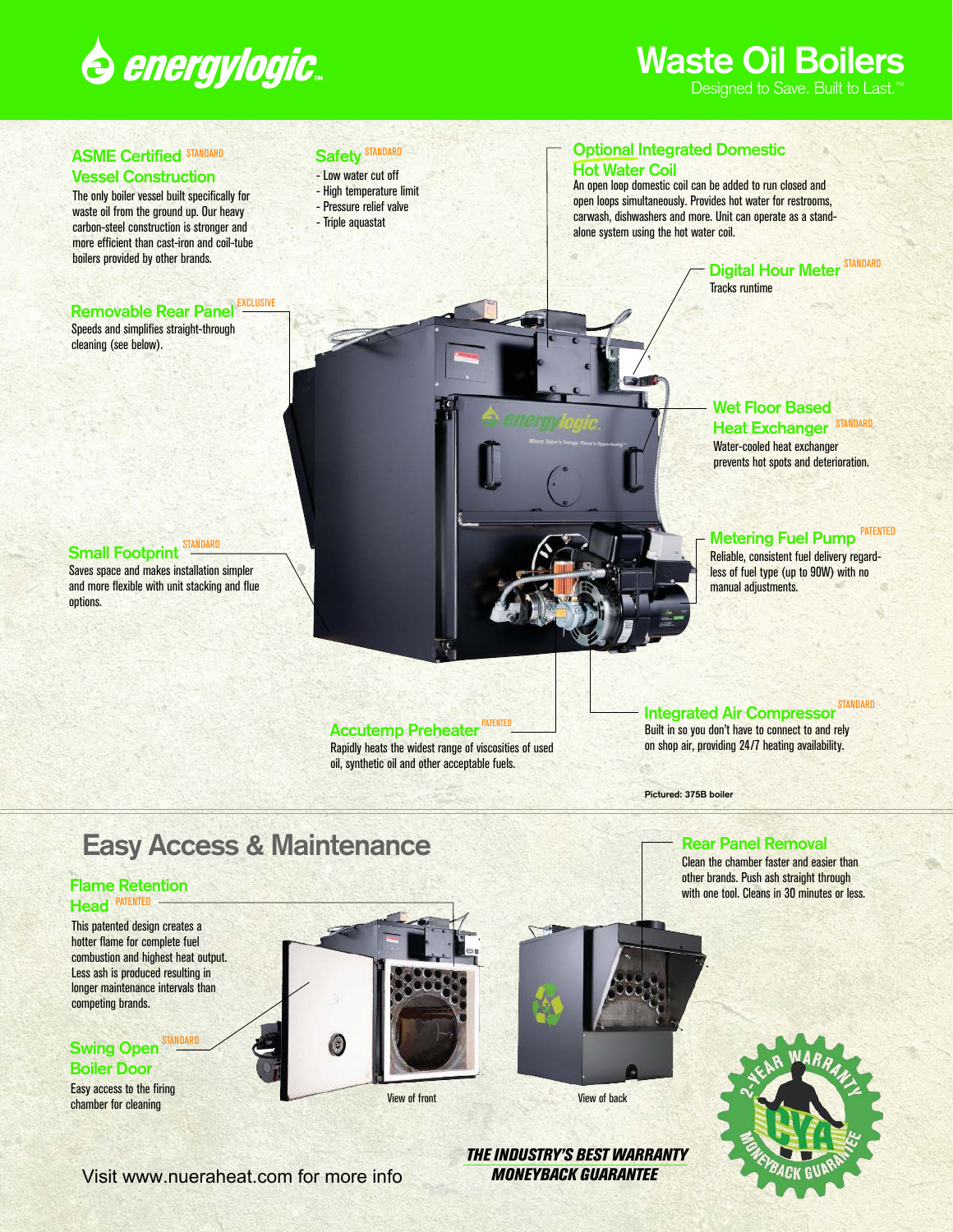# energylogic

# Waste Oil Boilers

Designed to Save. Built to Last.™

### ASME Certified Vessel Construction STANDARD

The only boiler vessel built specifically for waste oil from the ground up. Our heavy carbon-steel construction is stronger and more efficient than cast-iron and coil-tube boilers provided by other brands.

### Safety STANDARD

- Low water cut off
- High temperature limit
- Pressure relief valve
- Triple aquastat

### Optional Integrated Domestic Hot Water Coil

An open loop domestic coil can be added to run closed and open loops simultaneously. Provides hot water for restrooms, carwash, dishwashers and more. Unit can operate as a stand-alone system using the hot water coil.

### Digital Hour Meter STANDARD

Tracks runtime

### Removable Rear Panel EXCLUSIVE

Speeds and simplifies straight-through cleaning (see below).

### Wet Floor Based Heat Exchanger STANDARD

Water-cooled heat exchanger prevents hot spots and deterioration.

### Small Footprint STANDARD

Saves space and makes installation simpler and more flexible with unit stacking and flue options.

### Metering Fuel Pump PATENTED

Reliable, consistent fuel delivery regardless of fuel type (up to 90W) with no manual adjustments.

### Accutemp Preheater PATENTED

Rapidly heats the widest range of viscosities of used oil, synthetic oil and other acceptable fuels.

### Integrated Air Compressor STANDARD

Built in so you don't have to connect to and rely on shop air, providing 24/7 heating availability.

Pictured: 375B boiler

## Easy Access & Maintenance

### Flame Retention Head PATENTED

This patented design creates a hotter flame for complete fuel combustion and highest heat output. Less ash is produced resulting in longer maintenance intervals than competing brands.

### Swing Open Boiler Door STANDARD

Easy access to the firing chamber for cleaning

View of front

View of back

### Rear Panel Removal

Clean the chamber faster and easier than other brands. Push ash straight through with one tool. Cleans in 30 minutes or less.

2-YEAR WARRANTY CYA MONEYBACK GUARANTEE

***THE INDUSTRY'S BEST WARRANTY***
***MONEYBACK GUARANTEE***

Visit www.nueraheat.com for more info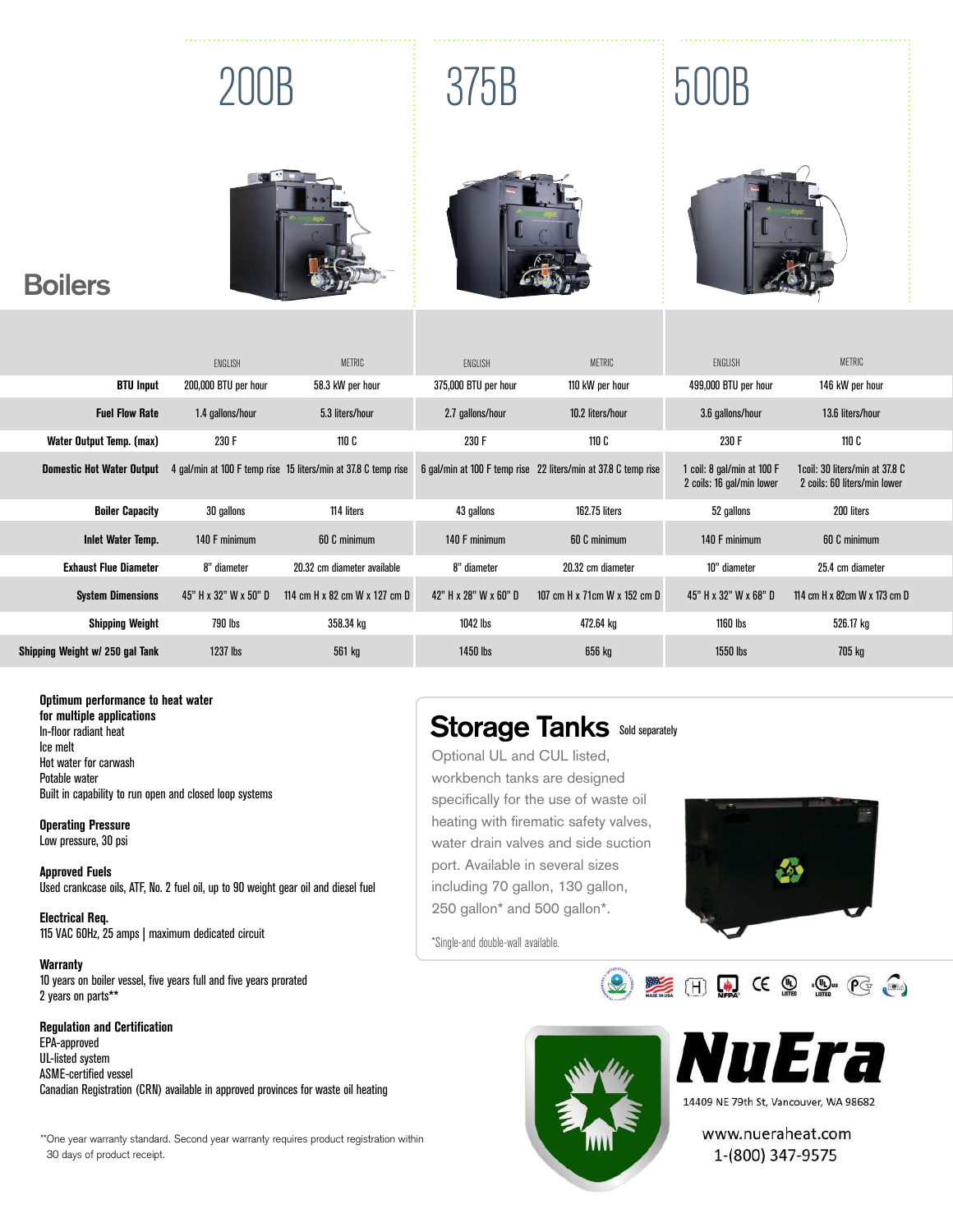# Boilers

| | 200B | | 375B | | 500B | |
|---|---|---|---|---|---|---|
| | ENGLISH | METRIC | ENGLISH | METRIC | ENGLISH | METRIC |
| **BTU Input** | 200,000 BTU per hour | 58.3 kW per hour | 375,000 BTU per hour | 110 kW per hour | 499,000 BTU per hour | 146 kW per hour |
| **Fuel Flow Rate** | 1.4 gallons/hour | 5.3 liters/hour | 2.7 gallons/hour | 10.2 liters/hour | 3.6 gallons/hour | 13.6 liters/hour |
| **Water Output Temp. (max)** | 230 F | 110 C | 230 F | 110 C | 230 F | 110 C |
| **Domestic Hot Water Output** | 4 gal/min at 100 F temp rise | 15 liters/min at 37.8 C temp rise | 6 gal/min at 100 F temp rise | 22 liters/min at 37.8 C temp rise | 1 coil: 8 gal/min at 100 F<br>2 coils: 16 gal/min lower | 1coil: 30 liters/min at 37.8 C<br>2 coils: 60 liters/min lower |
| **Boiler Capacity** | 30 gallons | 114 liters | 43 gallons | 162.75 liters | 52 gallons | 200 liters |
| **Inlet Water Temp.** | 140 F minimum | 60 C minimum | 140 F minimum | 60 C minimum | 140 F minimum | 60 C minimum |
| **Exhaust Flue Diameter** | 8" diameter | 20.32 cm diameter available | 8" diameter | 20.32 cm diameter | 10" diameter | 25.4 cm diameter |
| **System Dimensions** | 45" H x 32" W x 50" D | 114 cm H x 82 cm W x 127 cm D | 42" H x 28" W x 60" D | 107 cm H x 71cm W x 152 cm D | 45" H x 32" W x 68" D | 114 cm H x 82cm W x 173 cm D |
| **Shipping Weight** | 790 lbs | 358.34 kg | 1042 lbs | 472.64 kg | 1160 lbs | 526.17 kg |
| **Shipping Weight w/ 250 gal Tank** | 1237 lbs | 561 kg | 1450 lbs | 656 kg | 1550 lbs | 705 kg |

**Optimum performance to heat water for multiple applications**
In-floor radiant heat
Ice melt
Hot water for carwash
Potable water
Built in capability to run open and closed loop systems

**Operating Pressure**
Low pressure, 30 psi

**Approved Fuels**
Used crankcase oils, ATF, No. 2 fuel oil, up to 90 weight gear oil and diesel fuel

**Electrical Req.**
115 VAC 60Hz, 25 amps | maximum dedicated circuit

**Warranty**
10 years on boiler vessel, five years full and five years prorated
2 years on parts**

**Regulation and Certification**
EPA-approved
UL-listed system
ASME-certified vessel
Canadian Registration (CRN) available in approved provinces for waste oil heating

**One year warranty standard. Second year warranty requires product registration within 30 days of product receipt.

## Storage Tanks Sold separately

Optional UL and CUL listed, workbench tanks are designed specifically for the use of waste oil heating with firematic safety valves, water drain valves and side suction port. Available in several sizes including 70 gallon, 130 gallon, 250 gallon* and 500 gallon*.

*Single-and double-wall available.

NuEra
14409 NE 79th St, Vancouver, WA 98682
www.nueraheat.com
1-(800) 347-9575